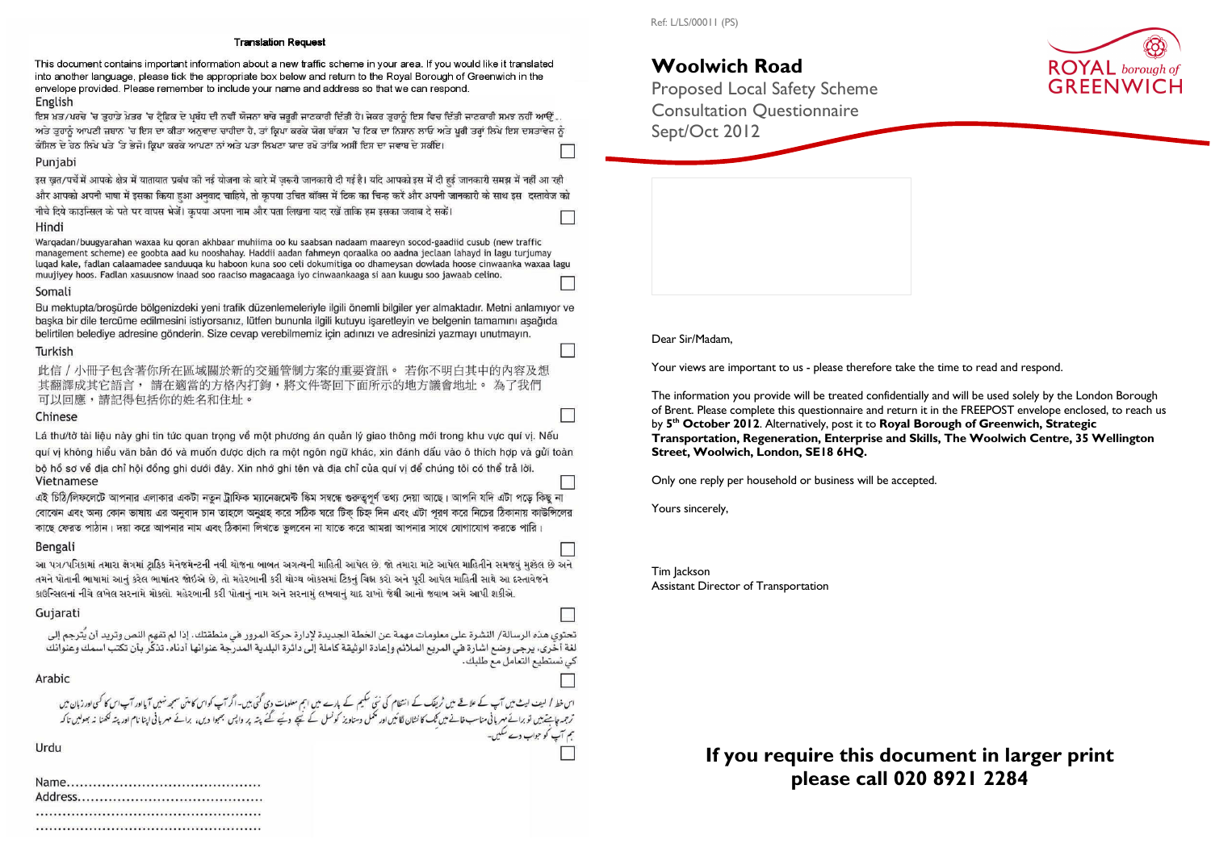### Translation Request

This document contains important information about a new traffic scheme in your area. If you would like it translated into another language, please tick the appropriate box below and return to the Royal Borough of Greenwich in the envelope provided. Please remember to include your name and address so that we can respond.

English

ਇਸ ਖ਼ਤ/ਪਰਚੇ 'ਚ ਤੁਹਾਡੇ ਖ਼ੇਤਰ 'ਚ ਟ੍ਰੈਫ਼ਿਕ ਦੇ ਪ੍ਰਬੰਧ ਦੀ ਨਵੀਂ ਯੋਜਨਾ ਬਾਰੇ ਜ਼ਰੂਰੀ ਜਾਣਕਾਰੀ ਦਿੱਤੀ ਹੈ। ਜੇਕਰ ਤੁਹਾਨੂੰ ਇਸ ਵਿਚ ਦਿੱਤੀ ਜਾਣਕਾਰੀ ਸਮਝ ਨਹੀਂ ਆਉਂਦੀ ਅਤੇ ਤੁਹਾਨੂੰ ਆਪਣੀ ਜ਼ਬਾਨ 'ਚ ਇਸ ਦਾ ਕੀਤਾ ਅਨੁਵਾਦ ਚਾਹੀਦਾ ਹੈ, ਤਾਂ ਕ੍ਰਿਪਾ ਕਰਕੇ ਯੋਗ ਬਾੱਕਸ 'ਚ ਟਿਕ ਦਾ ਨਿਸ਼ਾਨ ਲਾਓ ਅਤੇ ਪੂਰੀ ਤਰ੍ਹਾਂ ਲਿਖੇ ਇਸ ਦਸਤਾਵੇਜ਼ ਨੂੰ ਕੌਂਸਿਲ ਦੇ ਹੇਠ ਲਿਖੇ ਪਤੇ 'ਤੇ ਭੇਜੋ। ਕ੍ਰਿਪਾ ਕਰਕੇ ਆਪਣਾ ਨਾਂ ਅਤੇ ਪਤਾ ਲਿਖਣਾ ਯਾਦ ਰਖੋ ਤਾਂਕਿ ਅਸੀਂ ਇਸ ਦਾ ਜਵਾਬ ਦੇ ਸਕੀਏ। ☐

Punjabi

इस ख़त/पर्चे में आपके क्षेत्र में यातायात प्रबंध की नई योजना के बारे में ज़रूरी जानकारी दी गई है। यदि आपको इस में दी हुई जानकारी समझ में नहीं आ रही और आपको अपनी भाषा में इसका किया हुआ अनुवाद चाहिये, तो कृपया उचित बॉक्स में टिक का चिन्ह करें और अपनी जानकारी के साथ इस दस्तावेज को नीचे दिये काउन्सिल के पते पर वापस भेजें। कृपया अपना नाम और पता लिखना याद रखें ताकि हम इसका जवाब दे सकें। ☐

Hindi

Warqadan/buugyarahan waxaa ku qoran akhbaar muhiima oo ku saabsan nadaam maareyn socod-gaadiid cusub (new traffic management scheme) ee goobta aad ku nooshahay. Haddii aadan fahmeyn qoraalka oo aadna jeclaan lahayd in lagu turjumay luqad kale, fadlan calaamadee sanduuqa ku haboon kuna soo celi dokumitiga oo dhameysan dowlada hoose cinwaanka waxaa lagu muujiyey hoos. Fadlan xasuusnow inaad soo raaciso magacaaga iyo cinwaankaaga si aan kuugu soo jawaab celino. ☐

Somali

Bu mektupta/broşürde bölgenizdeki yeni trafik düzenlemeleriyle ilgili önemli bilgiler yer almaktadır. Metni anlamıyor ve başka bir dile tercüme edilmesini istiyorsanız, lütfen bununla ilgili kutuyu işaretleyin ve belgenin tamamını aşağıda belirtilen belediye adresine gönderin. Size cevap verebilmemiz için adınızı ve adresinizi yazmayı unutmayın. ☐

Turkish

此信／小冊子包含著你所在區域關於新的交通管制方案的重要資訊。 若你不明白其中的內容及想其翻譯成其它語言， 請在適當的方格內打鉤，將文件寄回下面所示的地方議會地址。 為了我們可以回應，請記得包括你的姓名和住址。 ☐

Chinese

Lá thư/tờ tài liệu này ghi tin tức quan trọng về một phương án quản lý giao thông mới trong khu vực quí vị. Nếu quí vị không hiểu văn bản đó và muốn được dịch ra một ngôn ngữ khác, xin đánh dấu vào ô thích hợp và gửi toàn bộ hồ sơ về địa chỉ hội đồng ghi dưới đây. Xin nhớ ghi tên và địa chỉ của quí vị để chúng tôi có thể trả lời. ☐

Vietnamese

এই চিঠি/লিফলেটে আপনার এলাকার একটা নতুন ট্রাফিক ম্যানেজমেন্ট স্কিম সম্বন্ধে গুরুত্বপূর্ণ তথ্য দেয়া আছে। আপনি যদি এটা পড়ে কিছু না বোঝেন এবং অন্য কোন ভাষায় এর অনুবাদ চান তাহলে অনুগ্রহ করে সঠিক ঘরে টিক্ চিহ্ন দিন এবং এটা পূরণ করে নিচের ঠিকানায় কাউন্সিলের কাছে ফেরত পাঠান। দয়া করে আপনার নাম এবং ঠিকানা লিখতে ভুলবেন না যাতে করে আমরা আপনার সাথে যোগাযোগ করতে পারি। ☐

Bengali

આ પત્ર/પત્રિકામાં તમારા ક્ષેત્રમાં ટ્રાફિક મેનેજમેન્ટની નવી યોજના બાબત અગત્યની માહિતી આપેલ છે. જો તમારા માટે આપેલ માહિતીને સમજવું મુશ્કેલ છે અને તમને પોતાની ભાષામાં આનું કરેલ ભાષાંતર જોઈએ છે, તો મહેરબાની કરી યોગ્ય બોક્સમાં ટિક્નું ચિહ્ન કરો અને પૂરી આપેલ માહિતી સાથે આ દસ્તાવેજને કાઉન્સિલનાં નીચે લખેલ સરનામે મોકલો. મહેરબાની કરી પોતાનું નામ અને સરનામું લખવાનું યાદ રાખો જેથી આનો જવાબ અમે આપી શકીએ. ☐

Gujarati

تحتوي هذه الرسالة/ النشرة على معلومات مهمة عن الخطة الجديدة لإدارة حركة المرور في منطقتك. إذا لم تفهم النص وتريد أن يُترجم إلى لغة أخرى، يرجى وضع اشارة في المربع الملائم وإعادة الوثيقة كاملة إلى دائرة البلدية المدرجة عنوانها أدناه. تذكّر بأن تكتب اسمك وعنوانك كي نستطيع التعامل مع طلبك. ☐

Arabic

اس خط / لیف لیٹ میں آپ کے علاقے میں ٹریفک کے انتظام کی نئی سکیم کے بارے میں اہم معلومات دی گئی ہیں۔ اگر آپ کو اس کا متن سمجھ نہیں آیا اور آپ اس کا کسی اور زبان میں ترجمہ چاہتے ہیں تو براہِ مہربانی مناسب خانے میں ٹِک کا نشان لگائیں اور مکمل دستاویز کونسل کے نیچے دیئے گئے پتہ پر واپس بھجوا دیں۔ براہِ مہربانی اپنا نام اور پتہ لکھنا نہ بھولیں تاکہ ہم آپ کو جواب دے سکیں۔ ☐

Urdu

Name............................................
Address..........................................
..................................................
..................................................

Ref: L/LS/00011 (PS)

ROYAL borough of GREENWICH

# Woolwich Road

## Proposed Local Safety Scheme
## Consultation Questionnaire
## Sept/Oct 2012

Dear Sir/Madam,

Your views are important to us - please therefore take the time to read and respond.

The information you provide will be treated confidentially and will be used solely by the London Borough of Brent. Please complete this questionnaire and return it in the FREEPOST envelope enclosed, to reach us by **5th October 2012**. Alternatively, post it to **Royal Borough of Greenwich, Strategic Transportation, Regeneration, Enterprise and Skills, The Woolwich Centre, 35 Wellington Street, Woolwich, London, SE18 6HQ.**

Only one reply per household or business will be accepted.

Yours sincerely,

Tim Jackson
Assistant Director of Transportation

**If you require this document in larger print please call 020 8921 2284**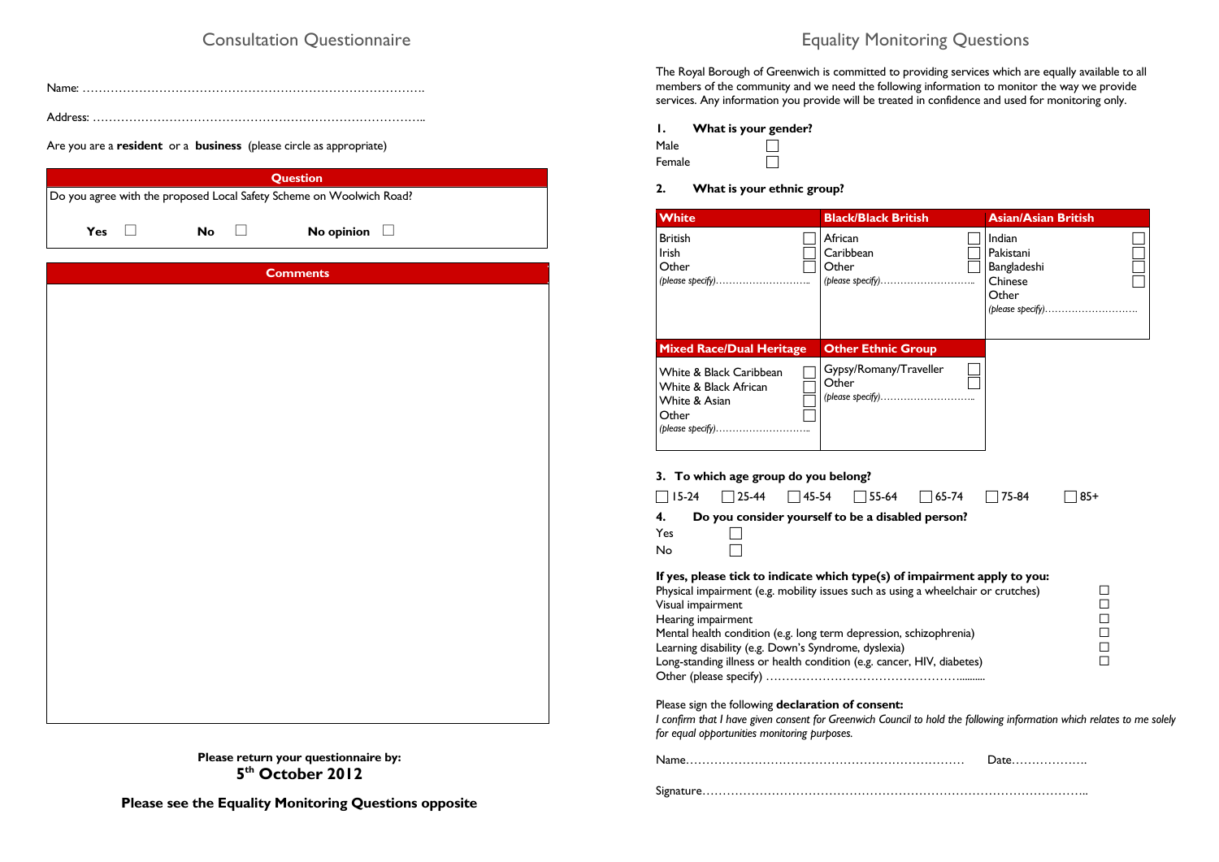## Consultation Questionnaire

Name: …………………………………………………………………………….

Address: ……………………………………………………………………………..

Are you are a **resident** or a **business** (please circle as appropriate)

| Question |
|---|
| Do you agree with the proposed Local Safety Scheme on Woolwich Road? |
| **Yes** ☐ **No** ☐ **No opinion** ☐ |

| Comments |
|---|
| |

**Please return your questionnaire by:**
**5th October 2012**

**Please see the Equality Monitoring Questions opposite**

## Equality Monitoring Questions

The Royal Borough of Greenwich is committed to providing services which are equally available to all members of the community and we need the following information to monitor the way we provide services. Any information you provide will be treated in confidence and used for monitoring only.

**1. What is your gender?**

Male ☐
Female ☐

**2. What is your ethnic group?**

| White | Black/Black British | Asian/Asian British |
|---|---|---|
| British ☐<br>Irish ☐<br>Other ☐<br>*(please specify)*……………………… | African ☐<br>Caribbean ☐<br>Other ☐<br>*(please specify)*……………………… | Indian ☐<br>Pakistani ☐<br>Bangladeshi ☐<br>Chinese ☐<br>Other<br>*(please specify)*……………………… |
| **Mixed Race/Dual Heritage** | **Other Ethnic Group** | |
| White & Black Caribbean ☐<br>White & Black African ☐<br>White & Asian ☐<br>Other ☐<br>*(please specify)*……………………… | Gypsy/Romany/Traveller ☐<br>Other ☐<br>*(please specify)*……………………… | |

**3. To which age group do you belong?**

☐ 15-24 ☐ 25-44 ☐ 45-54 ☐ 55-64 ☐ 65-74 ☐ 75-84 ☐ 85+

**4. Do you consider yourself to be a disabled person?**

Yes ☐
No ☐

**If yes, please tick to indicate which type(s) of impairment apply to you:**

Physical impairment (e.g. mobility issues such as using a wheelchair or crutches) ☐
Visual impairment ☐
Hearing impairment ☐
Mental health condition (e.g. long term depression, schizophrenia) ☐
Learning disability (e.g. Down's Syndrome, dyslexia) ☐
Long-standing illness or health condition (e.g. cancer, HIV, diabetes) ☐
Other (please specify) ……………………………………………..........

Please sign the following **declaration of consent:**

*I confirm that I have given consent for Greenwich Council to hold the following information which relates to me solely for equal opportunities monitoring purposes.*

Name…………………………………………………………… Date……………….

Signature……………………………………………………………………………………..